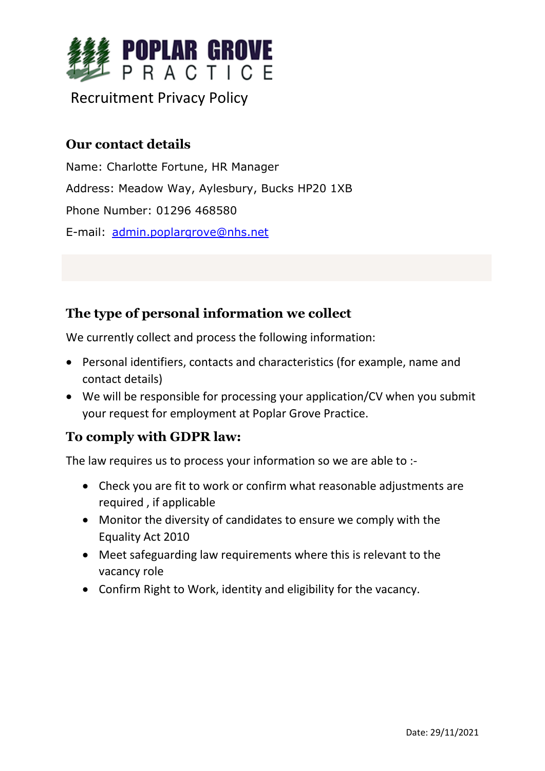# POPLAR GROVE PRACTICE

Recruitment Privacy Policy

## Our contact details

Name: Charlotte Fortune, HR Manager

Address: Meadow Way, Aylesbury, Bucks HP20 1XB

Phone Number: 01296 468580

E-mail: admin.poplargrove@nhs.net

## The type of personal information we collect

We currently collect and process the following information:

- Personal identifiers, contacts and characteristics (for example, name and contact details)
- We will be responsible for processing your application/CV when you submit your request for employment at Poplar Grove Practice.

## To comply with GDPR law:

The law requires us to process your information so we are able to :-

- Check you are fit to work or confirm what reasonable adjustments are required , if applicable
- Monitor the diversity of candidates to ensure we comply with the Equality Act 2010
- Meet safeguarding law requirements where this is relevant to the vacancy role
- Confirm Right to Work, identity and eligibility for the vacancy.

Date: 29/11/2021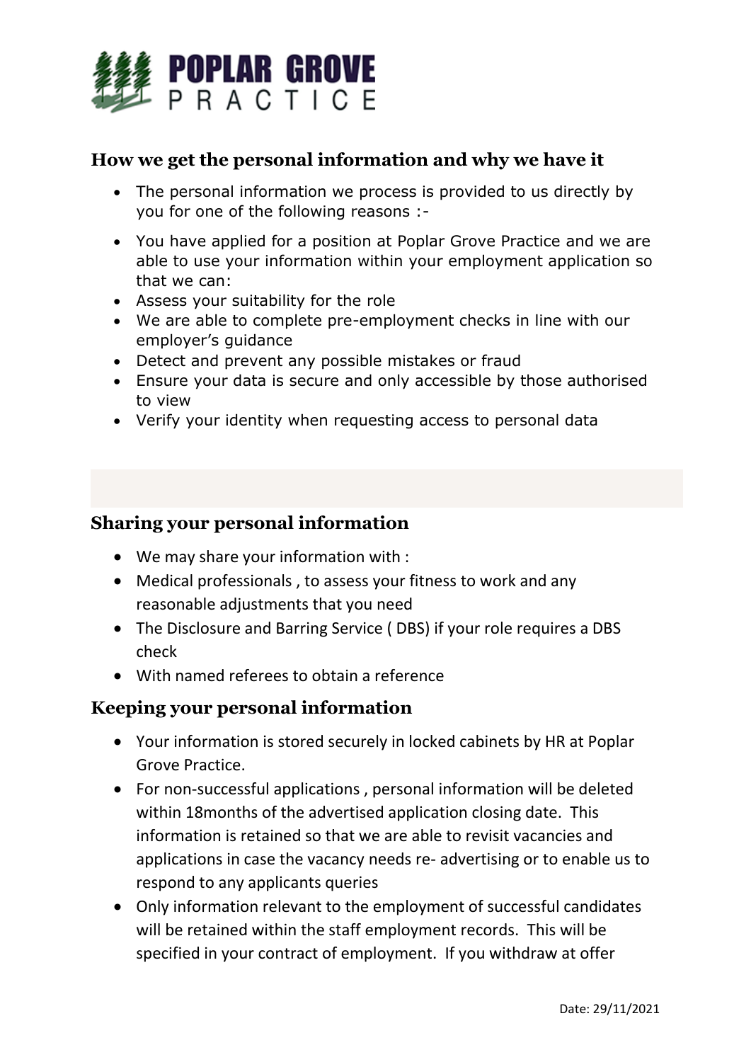## How we get the personal information and why we have it

- The personal information we process is provided to us directly by you for one of the following reasons :-
- You have applied for a position at Poplar Grove Practice and we are able to use your information within your employment application so that we can:
- Assess your suitability for the role
- We are able to complete pre-employment checks in line with our employer's guidance
- Detect and prevent any possible mistakes or fraud
- Ensure your data is secure and only accessible by those authorised to view
- Verify your identity when requesting access to personal data

## Sharing your personal information

- We may share your information with :
- Medical professionals , to assess your fitness to work and any reasonable adjustments that you need
- The Disclosure and Barring Service ( DBS) if your role requires a DBS check
- With named referees to obtain a reference

## Keeping your personal information

- Your information is stored securely in locked cabinets by HR at Poplar Grove Practice.
- For non-successful applications , personal information will be deleted within 18months of the advertised application closing date. This information is retained so that we are able to revisit vacancies and applications in case the vacancy needs re- advertising or to enable us to respond to any applicants queries
- Only information relevant to the employment of successful candidates will be retained within the staff employment records. This will be specified in your contract of employment. If you withdraw at offer

Date: 29/11/2021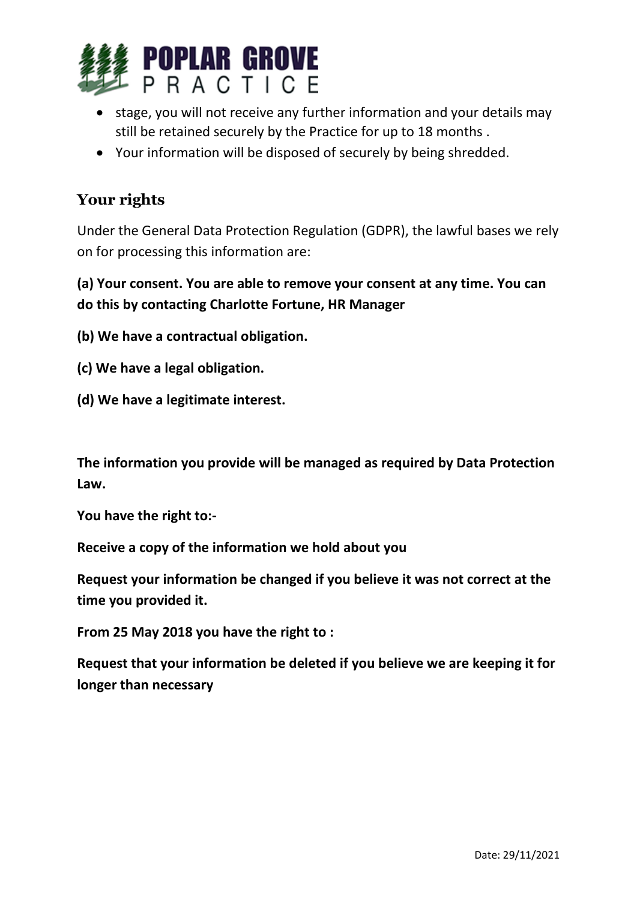- stage, you will not receive any further information and your details may still be retained securely by the Practice for up to 18 months .
- Your information will be disposed of securely by being shredded.

## Your rights

Under the General Data Protection Regulation (GDPR), the lawful bases we rely on for processing this information are:

**(a) Your consent. You are able to remove your consent at any time. You can do this by contacting Charlotte Fortune, HR Manager**

**(b) We have a contractual obligation.**

**(c) We have a legal obligation.**

**(d) We have a legitimate interest.**

**The information you provide will be managed as required by Data Protection Law.**

**You have the right to:-**

**Receive a copy of the information we hold about you**

**Request your information be changed if you believe it was not correct at the time you provided it.**

**From 25 May 2018 you have the right to :**

**Request that your information be deleted if you believe we are keeping it for longer than necessary**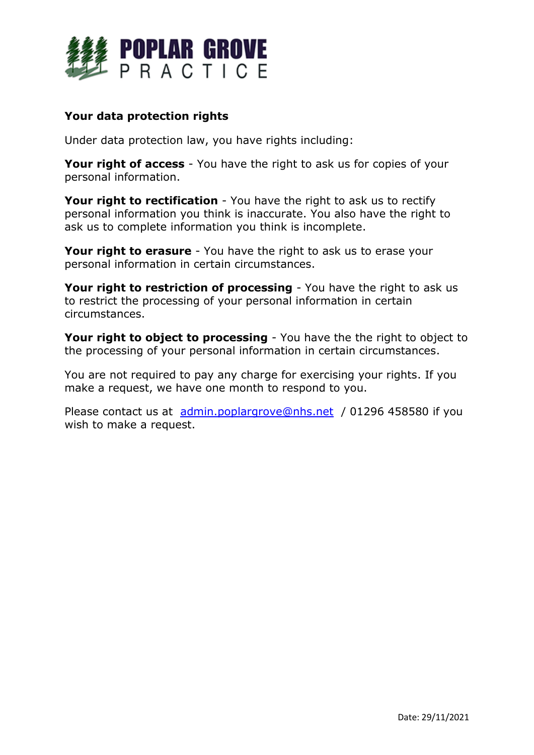**POPLAR GROVE PRACTICE**

**Your data protection rights**

Under data protection law, you have rights including:

**Your right of access** - You have the right to ask us for copies of your personal information.

**Your right to rectification** - You have the right to ask us to rectify personal information you think is inaccurate. You also have the right to ask us to complete information you think is incomplete.

**Your right to erasure** - You have the right to ask us to erase your personal information in certain circumstances.

**Your right to restriction of processing** - You have the right to ask us to restrict the processing of your personal information in certain circumstances.

**Your right to object to processing** - You have the the right to object to the processing of your personal information in certain circumstances.

You are not required to pay any charge for exercising your rights. If you make a request, we have one month to respond to you.

Please contact us at admin.poplargrove@nhs.net / 01296 458580 if you wish to make a request.

Date: 29/11/2021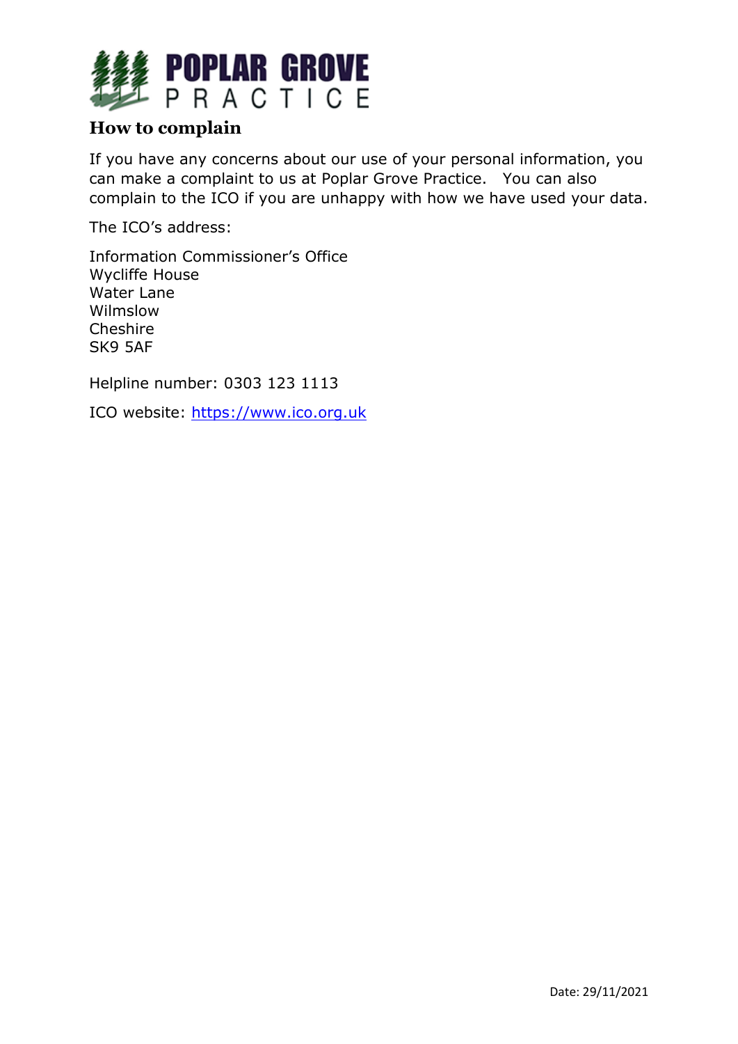POPLAR GROVE PRACTICE

## How to complain

If you have any concerns about our use of your personal information, you can make a complaint to us at Poplar Grove Practice. You can also complain to the ICO if you are unhappy with how we have used your data.

The ICO's address:

Information Commissioner's Office
Wycliffe House
Water Lane
Wilmslow
Cheshire
SK9 5AF

Helpline number: 0303 123 1113

ICO website: [https://www.ico.org.uk](https://www.ico.org.uk)

Date: 29/11/2021